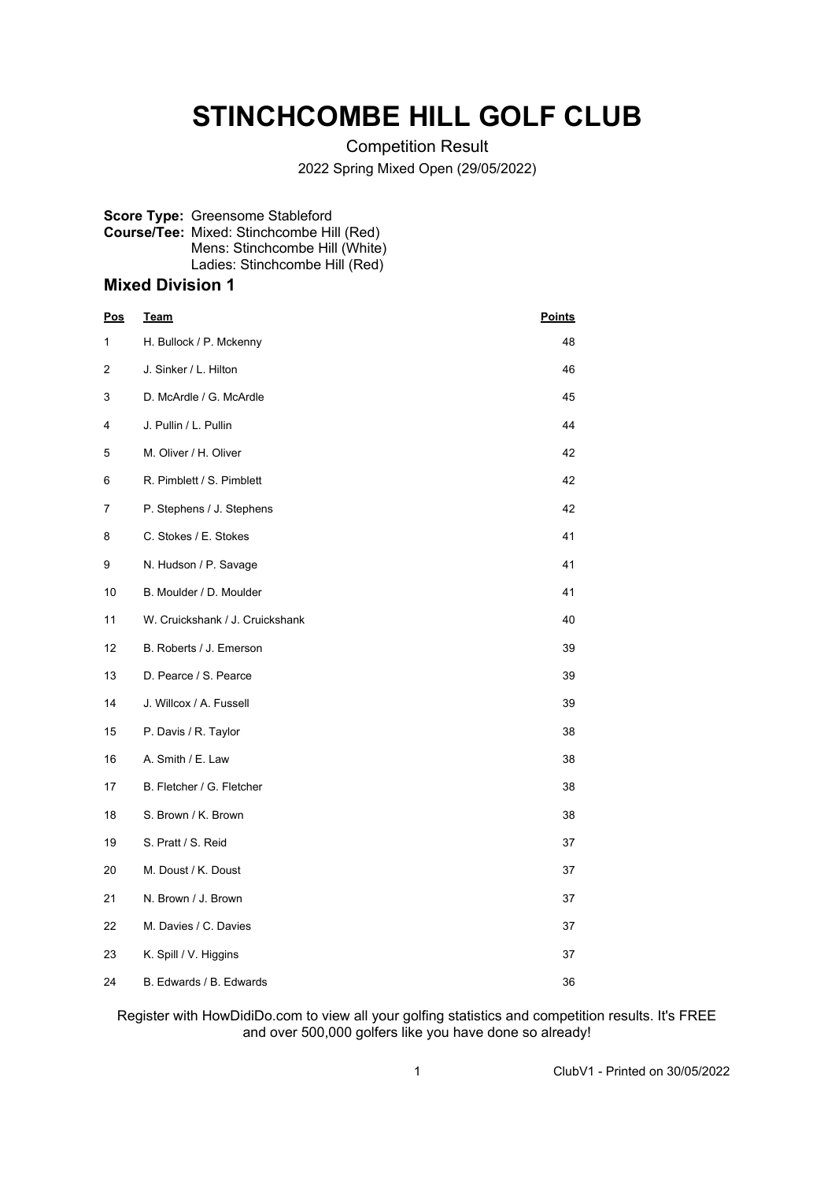# STINCHCOMBE HILL GOLF CLUB

Competition Result

2022 Spring Mixed Open (29/05/2022)

**Score Type:** Greensome Stableford
**Course/Tee:** Mixed: Stinchcombe Hill (Red)
Mens: Stinchcombe Hill (White)
Ladies: Stinchcombe Hill (Red)

## Mixed Division 1

| Pos | Team | Points |
|---|---|---|
| 1 | H. Bullock / P. Mckenny | 48 |
| 2 | J. Sinker / L. Hilton | 46 |
| 3 | D. McArdle / G. McArdle | 45 |
| 4 | J. Pullin / L. Pullin | 44 |
| 5 | M. Oliver / H. Oliver | 42 |
| 6 | R. Pimblett / S. Pimblett | 42 |
| 7 | P. Stephens / J. Stephens | 42 |
| 8 | C. Stokes / E. Stokes | 41 |
| 9 | N. Hudson / P. Savage | 41 |
| 10 | B. Moulder / D. Moulder | 41 |
| 11 | W. Cruickshank / J. Cruickshank | 40 |
| 12 | B. Roberts / J. Emerson | 39 |
| 13 | D. Pearce / S. Pearce | 39 |
| 14 | J. Willcox / A. Fussell | 39 |
| 15 | P. Davis / R. Taylor | 38 |
| 16 | A. Smith / E. Law | 38 |
| 17 | B. Fletcher / G. Fletcher | 38 |
| 18 | S. Brown / K. Brown | 38 |
| 19 | S. Pratt / S. Reid | 37 |
| 20 | M. Doust / K. Doust | 37 |
| 21 | N. Brown / J. Brown | 37 |
| 22 | M. Davies / C. Davies | 37 |
| 23 | K. Spill / V. Higgins | 37 |
| 24 | B. Edwards / B. Edwards | 36 |

Register with HowDidiDo.com to view all your golfing statistics and competition results. It's FREE and over 500,000 golfers like you have done so already!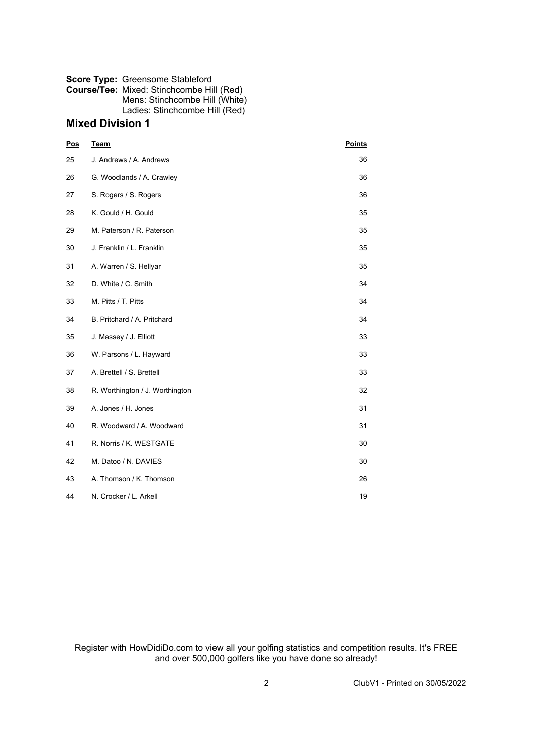**Score Type:** Greensome Stableford
**Course/Tee:** Mixed: Stinchcombe Hill (Red)
Mens: Stinchcombe Hill (White)
Ladies: Stinchcombe Hill (Red)

## Mixed Division 1

| Pos | Team | Points |
|---|---|---|
| 25 | J. Andrews / A. Andrews | 36 |
| 26 | G. Woodlands / A. Crawley | 36 |
| 27 | S. Rogers / S. Rogers | 36 |
| 28 | K. Gould / H. Gould | 35 |
| 29 | M. Paterson / R. Paterson | 35 |
| 30 | J. Franklin / L. Franklin | 35 |
| 31 | A. Warren / S. Hellyar | 35 |
| 32 | D. White / C. Smith | 34 |
| 33 | M. Pitts / T. Pitts | 34 |
| 34 | B. Pritchard / A. Pritchard | 34 |
| 35 | J. Massey / J. Elliott | 33 |
| 36 | W. Parsons / L. Hayward | 33 |
| 37 | A. Brettell / S. Brettell | 33 |
| 38 | R. Worthington / J. Worthington | 32 |
| 39 | A. Jones / H. Jones | 31 |
| 40 | R. Woodward / A. Woodward | 31 |
| 41 | R. Norris / K. WESTGATE | 30 |
| 42 | M. Datoo / N. DAVIES | 30 |
| 43 | A. Thomson / K. Thomson | 26 |
| 44 | N. Crocker / L. Arkell | 19 |

Register with HowDidiDo.com to view all your golfing statistics and competition results. It's FREE and over 500,000 golfers like you have done so already!

ClubV1 - Printed on 30/05/2022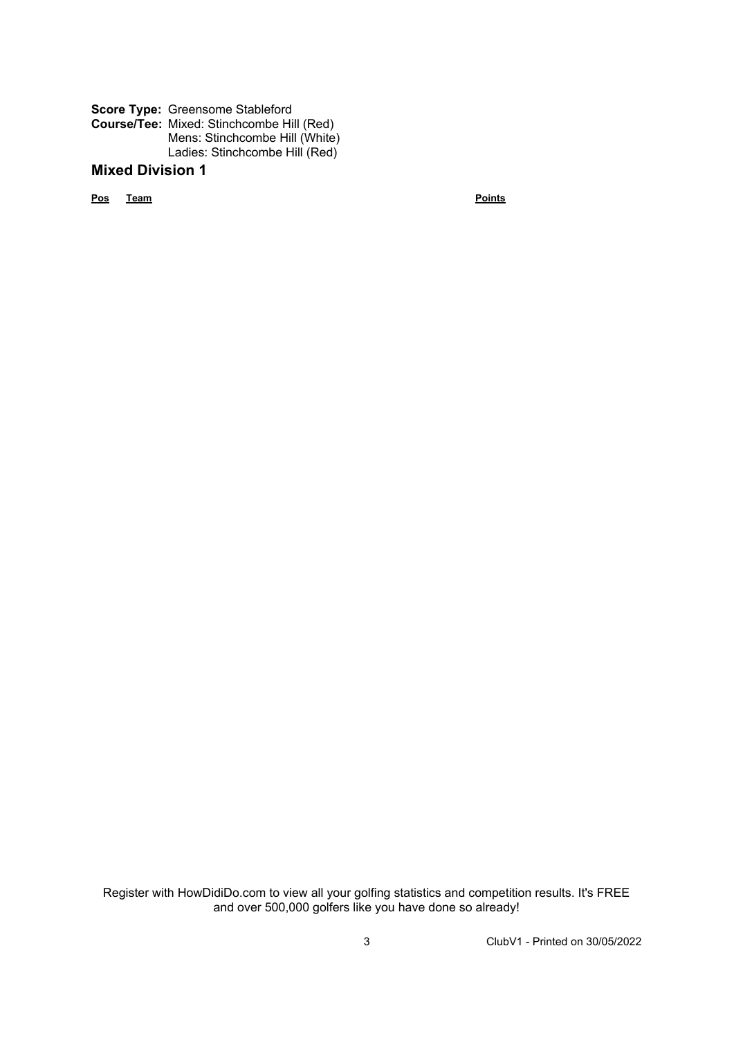**Score Type:** Greensome Stableford
**Course/Tee:** Mixed: Stinchcombe Hill (Red)
Mens: Stinchcombe Hill (White)
Ladies: Stinchcombe Hill (Red)

## Mixed Division 1

| Pos | Team | Points |
|---|---|---|

Register with HowDidiDo.com to view all your golfing statistics and competition results. It's FREE and over 500,000 golfers like you have done so already!

ClubV1 - Printed on 30/05/2022